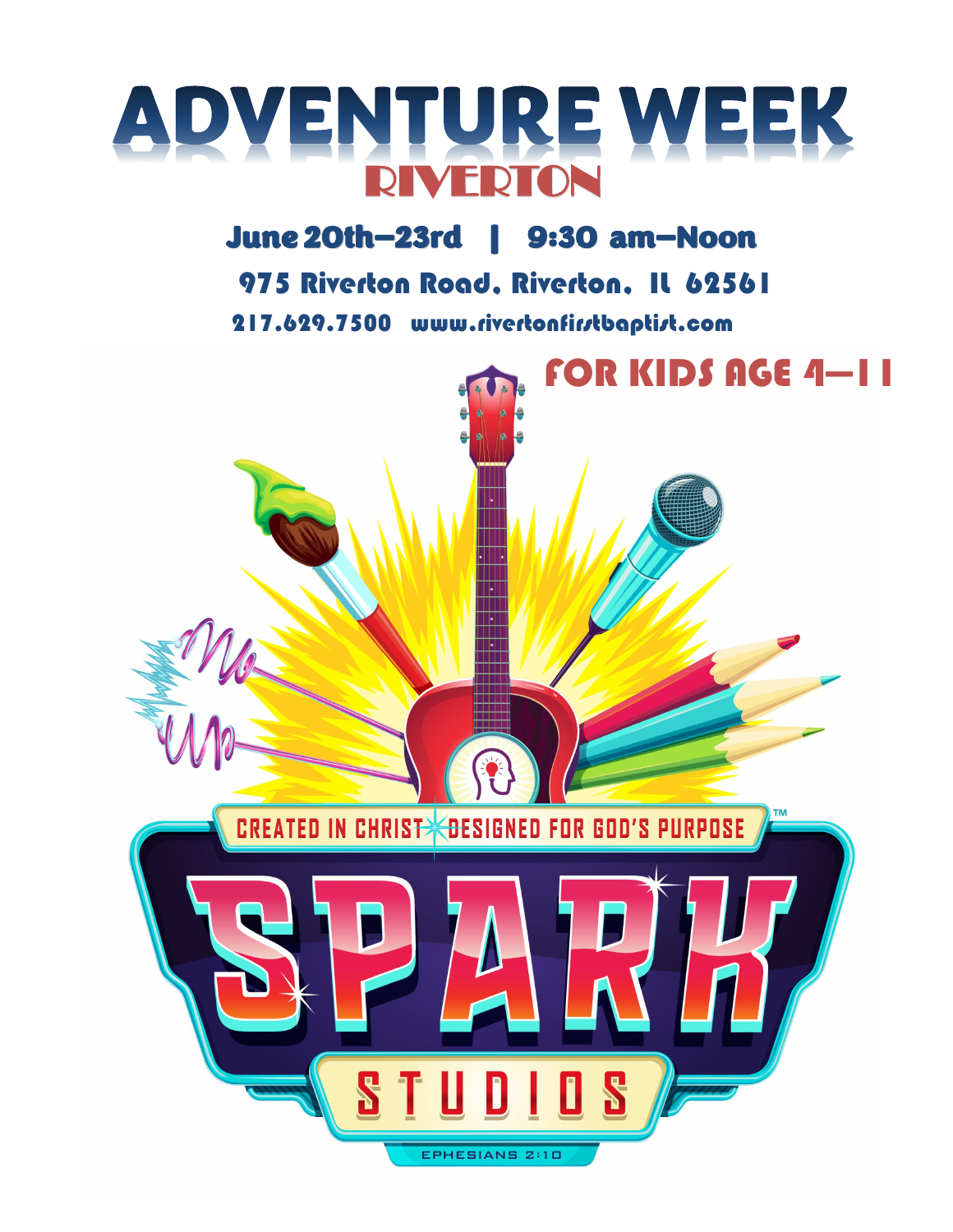# ADVENTURE WEEK

## RIVERTON

**June 20th–23rd | 9:30 am–Noon**

**975 Riverton Road, Riverton, IL 62561**

**217.629.7500 www.rivertonfirstbaptist.com**

**FOR KIDS AGE 4–11**

CREATED IN CHRIST DESIGNED FOR GOD'S PURPOSE

# SPARK STUDIOS

EPHESIANS 2:10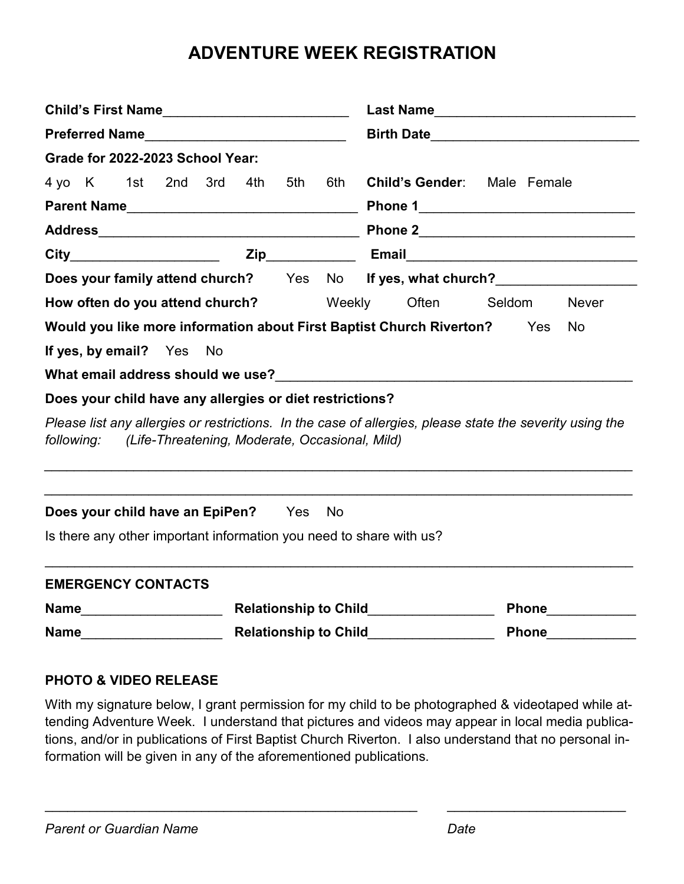# ADVENTURE WEEK REGISTRATION

**Child's First Name**_________________________ **Last Name**___________________________

**Preferred Name**___________________________ **Birth Date**____________________________

**Grade for 2022-2023 School Year:**

4 yo K 1st 2nd 3rd 4th 5th 6th **Child's Gender**: Male Female

**Parent Name**_______________________________ **Phone 1**_____________________________

**Address**___________________________________ **Phone 2**_____________________________

**City**____________________ **Zip**____________ **Email**________________________________

**Does your family attend church?** Yes No **If yes, what church?**___________________

**How often do you attend church?** Weekly Often Seldom Never

**Would you like more information about First Baptist Church Riverton?** Yes No

**If yes, by email?** Yes No

**What email address should we use?**_______________________________________________

**Does your child have any allergies or diet restrictions?**

*Please list any allergies or restrictions. In the case of allergies, please state the severity using the following: (Life-Threatening, Moderate, Occasional, Mild)*

_____________________________________________________________________________

_____________________________________________________________________________

**Does your child have an EpiPen?** Yes No

Is there any other important information you need to share with us?

_____________________________________________________________________________

**EMERGENCY CONTACTS**

**Name**___________________ **Relationship to Child**_________________ **Phone**____________

**Name**___________________ **Relationship to Child**_________________ **Phone**____________

**PHOTO & VIDEO RELEASE**

With my signature below, I grant permission for my child to be photographed & videotaped while attending Adventure Week. I understand that pictures and videos may appear in local media publications, and/or in publications of First Baptist Church Riverton. I also understand that no personal information will be given in any of the aforementioned publications.

___________________________________________________ _________________________

*Parent or Guardian Name* *Date*